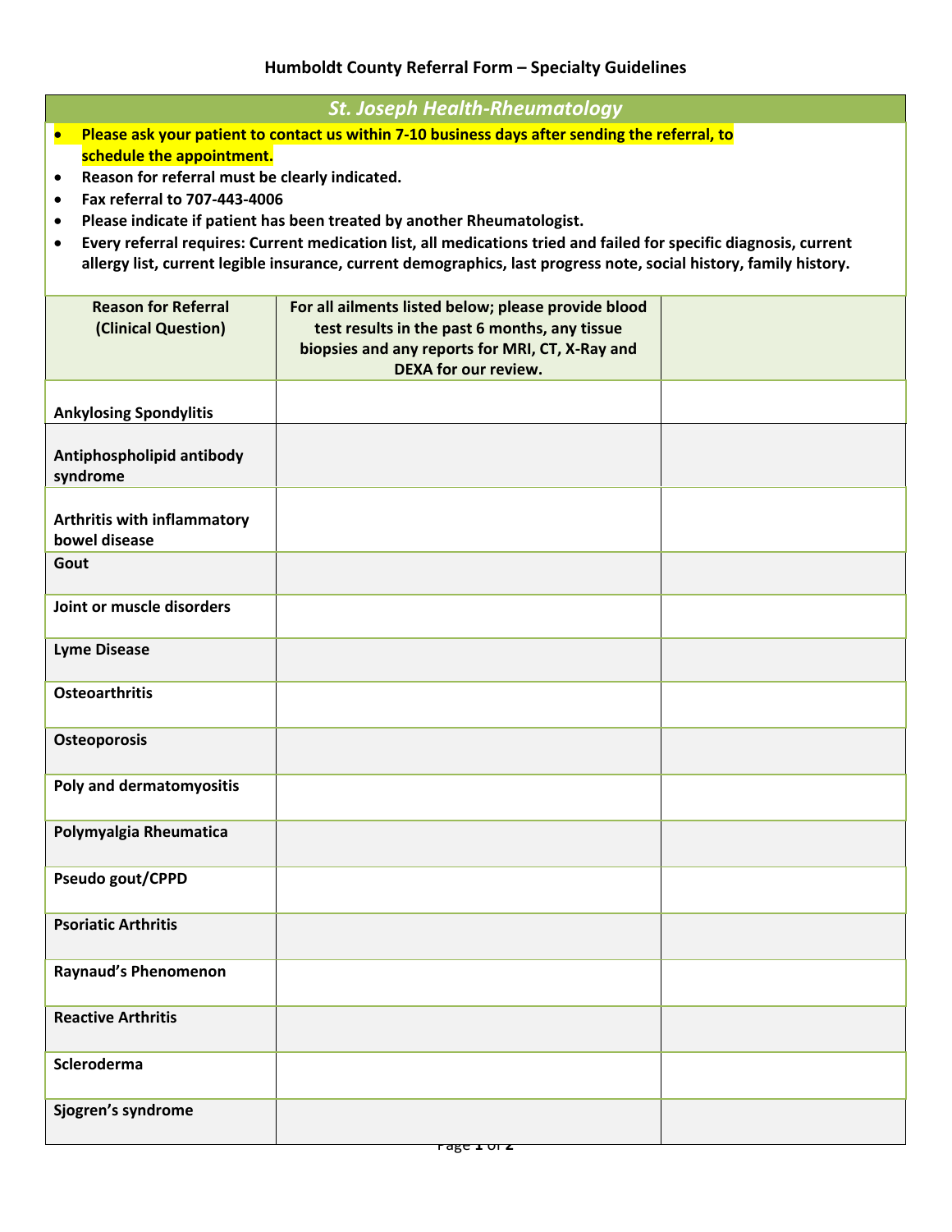# Humboldt County Referral Form – Specialty Guidelines

## *St. Joseph Health-Rheumatology*

- **Please ask your patient to contact us within 7-10 business days after sending the referral, to schedule the appointment.**
- **Reason for referral must be clearly indicated.**
- **Fax referral to 707-443-4006**
- **Please indicate if patient has been treated by another Rheumatologist.**
- **Every referral requires: Current medication list, all medications tried and failed for specific diagnosis, current allergy list, current legible insurance, current demographics, last progress note, social history, family history.**

| Reason for Referral (Clinical Question) | For all ailments listed below; please provide blood test results in the past 6 months, any tissue biopsies and any reports for MRI, CT, X-Ray and DEXA for our review. | |
|---|---|---|
| **Ankylosing Spondylitis** | | |
| **Antiphospholipid antibody syndrome** | | |
| **Arthritis with inflammatory bowel disease** | | |
| **Gout** | | |
| **Joint or muscle disorders** | | |
| **Lyme Disease** | | |
| **Osteoarthritis** | | |
| **Osteoporosis** | | |
| **Poly and dermatomyositis** | | |
| **Polymyalgia Rheumatica** | | |
| **Pseudo gout/CPPD** | | |
| **Psoriatic Arthritis** | | |
| **Raynaud's Phenomenon** | | |
| **Reactive Arthritis** | | |
| **Scleroderma** | | |
| **Sjogren's syndrome** | | |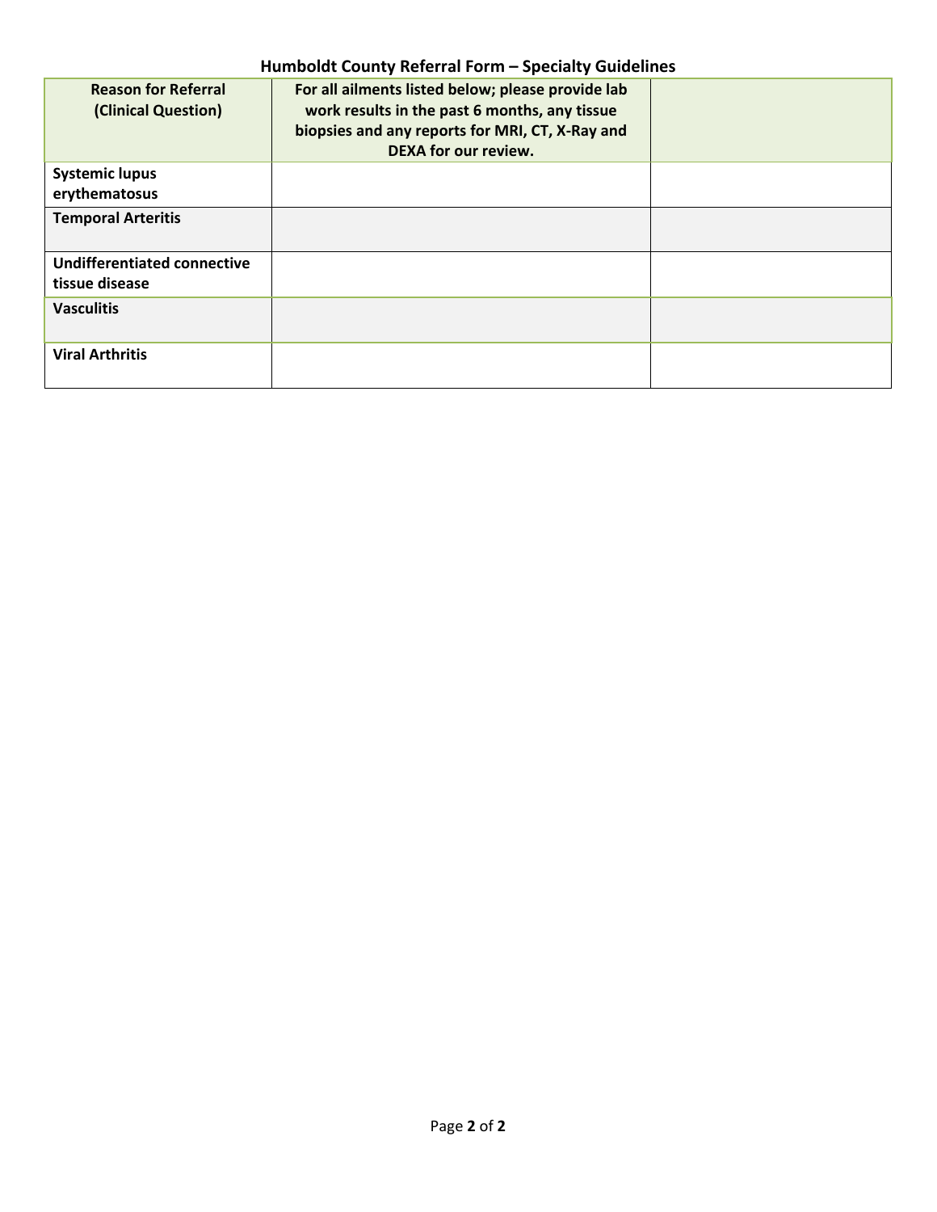## Humboldt County Referral Form – Specialty Guidelines

| Reason for Referral (Clinical Question) | For all ailments listed below; please provide lab work results in the past 6 months, any tissue biopsies and any reports for MRI, CT, X-Ray and DEXA for our review. | |
|---|---|---|
| **Systemic lupus erythematosus** | | |
| **Temporal Arteritis** | | |
| **Undifferentiated connective tissue disease** | | |
| **Vasculitis** | | |
| **Viral Arthritis** | | |